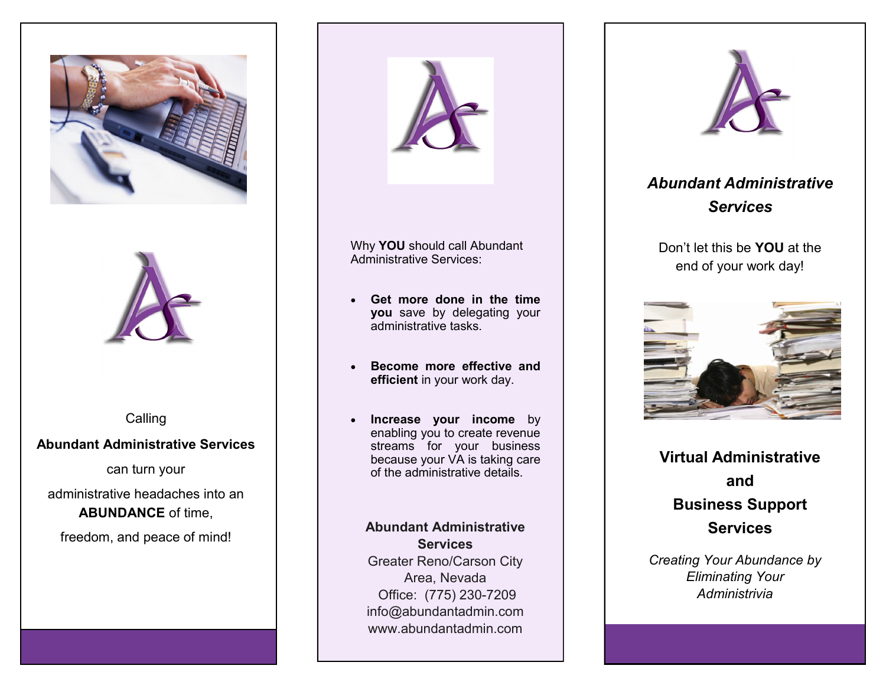Calling

**Abundant Administrative Services**

can turn your

administrative headaches into an **ABUNDANCE** of time,

freedom, and peace of mind!

Why **YOU** should call Abundant Administrative Services:

- **Get more done in the time you** save by delegating your administrative tasks.
- **Become more effective and efficient** in your work day.
- **Increase your income** by enabling you to create revenue streams for your business because your VA is taking care of the administrative details.

**Abundant Administrative Services**
Greater Reno/Carson City Area, Nevada
Office: (775) 230-7209
info@abundantadmin.com
www.abundantadmin.com

***Abundant Administrative Services***

Don't let this be **YOU** at the end of your work day!

## Virtual Administrative and Business Support Services

*Creating Your Abundance by Eliminating Your Administrivia*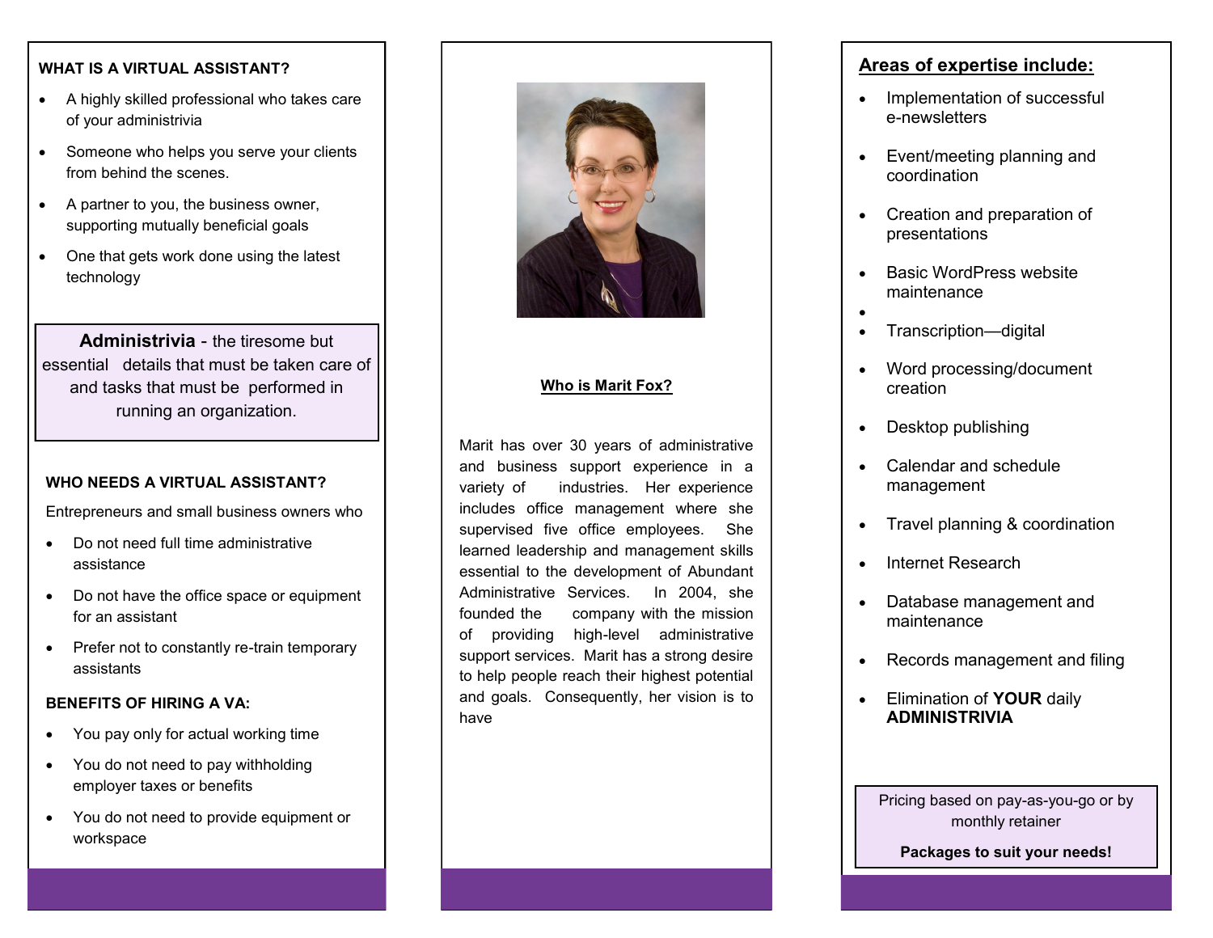**WHAT IS A VIRTUAL ASSISTANT?**

- A highly skilled professional who takes care of your administrivia
- Someone who helps you serve your clients from behind the scenes.
- A partner to you, the business owner, supporting mutually beneficial goals
- One that gets work done using the latest technology

**Administrivia** - the tiresome but essential details that must be taken care of and tasks that must be performed in running an organization.

**WHO NEEDS A VIRTUAL ASSISTANT?**

Entrepreneurs and small business owners who

- Do not need full time administrative assistance
- Do not have the office space or equipment for an assistant
- Prefer not to constantly re-train temporary assistants

**BENEFITS OF HIRING A VA:**

- You pay only for actual working time
- You do not need to pay withholding employer taxes or benefits
- You do not need to provide equipment or workspace

**Who is Marit Fox?**

Marit has over 30 years of administrative and business support experience in a variety of industries. Her experience includes office management where she supervised five office employees. She learned leadership and management skills essential to the development of Abundant Administrative Services. In 2004, she founded the company with the mission of providing high-level administrative support services. Marit has a strong desire to help people reach their highest potential and goals. Consequently, her vision is to have

## Areas of expertise include:

- Implementation of successful e-newsletters
- Event/meeting planning and coordination
- Creation and preparation of presentations
- Basic WordPress website maintenance
- Transcription—digital
- Word processing/document creation
- Desktop publishing
- Calendar and schedule management
- Travel planning & coordination
- Internet Research
- Database management and maintenance
- Records management and filing
- Elimination of **YOUR** daily **ADMINISTRIVIA**

Pricing based on pay-as-you-go or by monthly retainer

**Packages to suit your needs!**